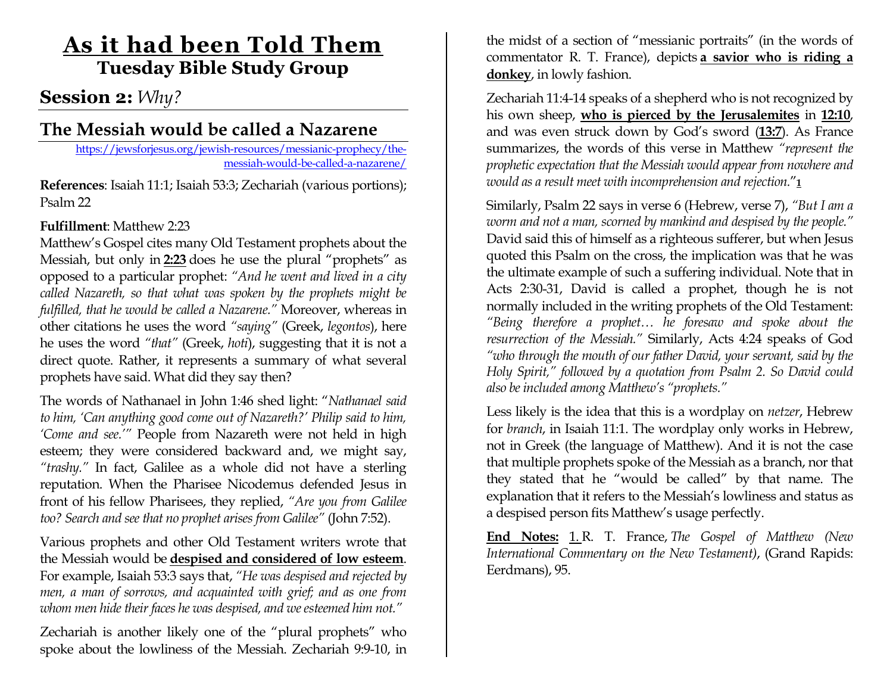# As it had been Told Them

## Tuesday Bible Study Group

## Session 2: *Why?*

## The Messiah would be called a Nazarene

https://jewsforjesus.org/jewish-resources/messianic-prophecy/the-messiah-would-be-called-a-nazarene/

**References**: Isaiah 11:1; Isaiah 53:3; Zechariah (various portions); Psalm 22

**Fulfillment**: Matthew 2:23

Matthew's Gospel cites many Old Testament prophets about the Messiah, but only in **2:23** does he use the plural "prophets" as opposed to a particular prophet: *"And he went and lived in a city called Nazareth, so that what was spoken by the prophets might be fulfilled, that he would be called a Nazarene."* Moreover, whereas in other citations he uses the word *"saying"* (Greek, *legontos*), here he uses the word *"that"* (Greek, *hoti*), suggesting that it is not a direct quote. Rather, it represents a summary of what several prophets have said. What did they say then?

The words of Nathanael in John 1:46 shed light: "*Nathanael said to him, 'Can anything good come out of Nazareth?' Philip said to him, 'Come and see.'*" People from Nazareth were not held in high esteem; they were considered backward and, we might say, *"trashy."* In fact, Galilee as a whole did not have a sterling reputation. When the Pharisee Nicodemus defended Jesus in front of his fellow Pharisees, they replied, *"Are you from Galilee too? Search and see that no prophet arises from Galilee"* (John 7:52).

Various prophets and other Old Testament writers wrote that the Messiah would be **despised and considered of low esteem**. For example, Isaiah 53:3 says that, *"He was despised and rejected by men, a man of sorrows, and acquainted with grief; and as one from whom men hide their faces he was despised, and we esteemed him not."*

Zechariah is another likely one of the "plural prophets" who spoke about the lowliness of the Messiah. Zechariah 9:9-10, in the midst of a section of "messianic portraits" (in the words of commentator R. T. France), depicts **a savior who is riding a donkey**, in lowly fashion.

Zechariah 11:4-14 speaks of a shepherd who is not recognized by his own sheep, **who is pierced by the Jerusalemites** in **12:10**, and was even struck down by God's sword (**13:7**). As France summarizes, the words of this verse in Matthew *"represent the prophetic expectation that the Messiah would appear from nowhere and would as a result meet with incomprehension and rejection."*[1]

Similarly, Psalm 22 says in verse 6 (Hebrew, verse 7), *"But I am a worm and not a man, scorned by mankind and despised by the people."* David said this of himself as a righteous sufferer, but when Jesus quoted this Psalm on the cross, the implication was that he was the ultimate example of such a suffering individual. Note that in Acts 2:30-31, David is called a prophet, though he is not normally included in the writing prophets of the Old Testament: *"Being therefore a prophet… he foresaw and spoke about the resurrection of the Messiah."* Similarly, Acts 4:24 speaks of God *"who through the mouth of our father David, your servant, said by the Holy Spirit," followed by a quotation from Psalm 2. So David could also be included among Matthew's "prophets."*

Less likely is the idea that this is a wordplay on *netzer*, Hebrew for *branch*, in Isaiah 11:1. The wordplay only works in Hebrew, not in Greek (the language of Matthew). And it is not the case that multiple prophets spoke of the Messiah as a branch, nor that they stated that he "would be called" by that name. The explanation that it refers to the Messiah's lowliness and status as a despised person fits Matthew's usage perfectly.

**End Notes:** 1. R. T. France, *The Gospel of Matthew (New International Commentary on the New Testament)*, (Grand Rapids: Eerdmans), 95.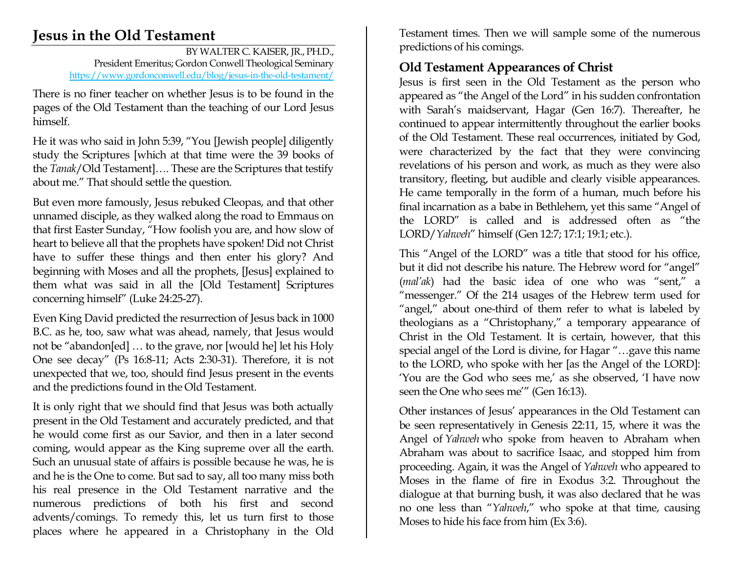# Jesus in the Old Testament

BY WALTER C. KAISER, JR., PH.D.,
President Emeritus; Gordon Conwell Theological Seminary
https://www.gordonconwell.edu/blog/jesus-in-the-old-testament/

There is no finer teacher on whether Jesus is to be found in the pages of the Old Testament than the teaching of our Lord Jesus himself.

He it was who said in John 5:39, "You [Jewish people] diligently study the Scriptures [which at that time were the 39 books of the *Tanak*/Old Testament]…. These are the Scriptures that testify about me." That should settle the question.

But even more famously, Jesus rebuked Cleopas, and that other unnamed disciple, as they walked along the road to Emmaus on that first Easter Sunday, "How foolish you are, and how slow of heart to believe all that the prophets have spoken! Did not Christ have to suffer these things and then enter his glory? And beginning with Moses and all the prophets, [Jesus] explained to them what was said in all the [Old Testament] Scriptures concerning himself" (Luke 24:25-27).

Even King David predicted the resurrection of Jesus back in 1000 B.C. as he, too, saw what was ahead, namely, that Jesus would not be "abandon[ed] … to the grave, nor [would he] let his Holy One see decay" (Ps 16:8-11; Acts 2:30-31). Therefore, it is not unexpected that we, too, should find Jesus present in the events and the predictions found in the Old Testament.

It is only right that we should find that Jesus was both actually present in the Old Testament and accurately predicted, and that he would come first as our Savior, and then in a later second coming, would appear as the King supreme over all the earth. Such an unusual state of affairs is possible because he was, he is and he is the One to come. But sad to say, all too many miss both his real presence in the Old Testament narrative and the numerous predictions of both his first and second advents/comings. To remedy this, let us turn first to those places where he appeared in a Christophany in the Old Testament times. Then we will sample some of the numerous predictions of his comings.

## Old Testament Appearances of Christ

Jesus is first seen in the Old Testament as the person who appeared as "the Angel of the Lord" in his sudden confrontation with Sarah's maidservant, Hagar (Gen 16:7). Thereafter, he continued to appear intermittently throughout the earlier books of the Old Testament. These real occurrences, initiated by God, were characterized by the fact that they were convincing revelations of his person and work, as much as they were also transitory, fleeting, but audible and clearly visible appearances. He came temporally in the form of a human, much before his final incarnation as a babe in Bethlehem, yet this same "Angel of the LORD" is called and is addressed often as "the LORD/*Yahweh*" himself (Gen 12:7; 17:1; 19:1; etc.).

This "Angel of the LORD" was a title that stood for his office, but it did not describe his nature. The Hebrew word for "angel" (*mal'ak*) had the basic idea of one who was "sent," a "messenger." Of the 214 usages of the Hebrew term used for "angel," about one-third of them refer to what is labeled by theologians as a "Christophany," a temporary appearance of Christ in the Old Testament. It is certain, however, that this special angel of the Lord is divine, for Hagar "…gave this name to the LORD, who spoke with her [as the Angel of the LORD]: 'You are the God who sees me,' as she observed, 'I have now seen the One who sees me'" (Gen 16:13).

Other instances of Jesus' appearances in the Old Testament can be seen representatively in Genesis 22:11, 15, where it was the Angel of *Yahweh* who spoke from heaven to Abraham when Abraham was about to sacrifice Isaac, and stopped him from proceeding. Again, it was the Angel of *Yahweh* who appeared to Moses in the flame of fire in Exodus 3:2. Throughout the dialogue at that burning bush, it was also declared that he was no one less than "*Yahweh*," who spoke at that time, causing Moses to hide his face from him (Ex 3:6).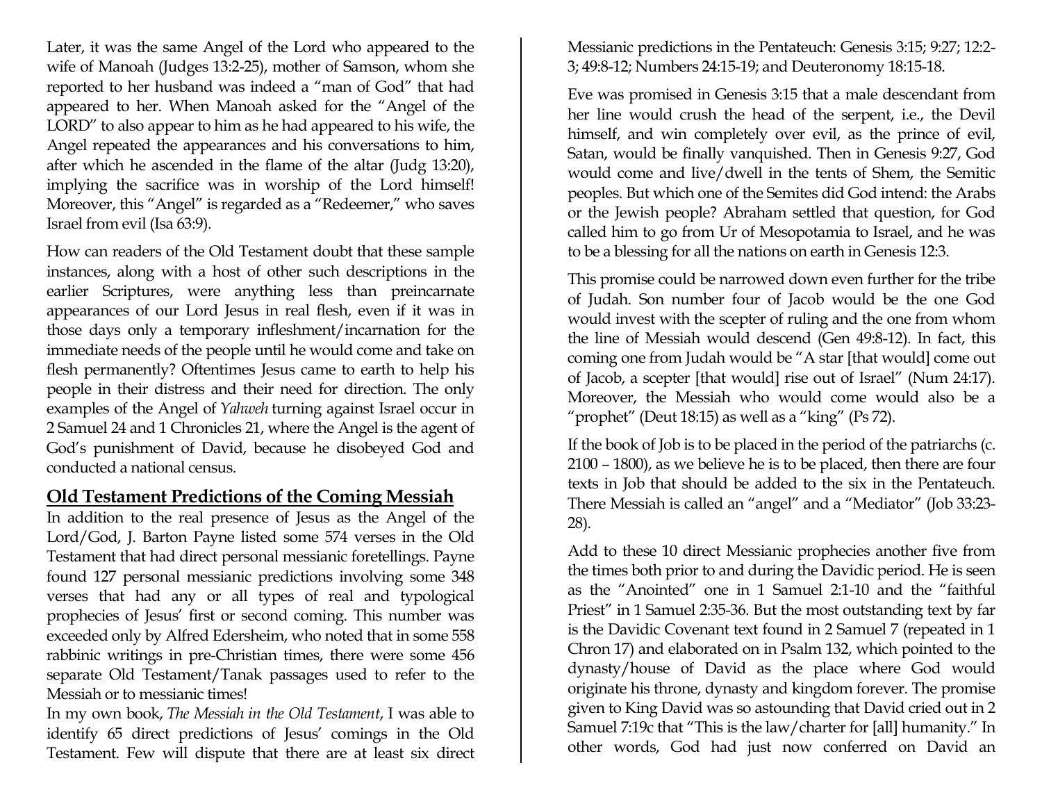Later, it was the same Angel of the Lord who appeared to the wife of Manoah (Judges 13:2-25), mother of Samson, whom she reported to her husband was indeed a "man of God" that had appeared to her. When Manoah asked for the "Angel of the LORD" to also appear to him as he had appeared to his wife, the Angel repeated the appearances and his conversations to him, after which he ascended in the flame of the altar (Judg 13:20), implying the sacrifice was in worship of the Lord himself! Moreover, this "Angel" is regarded as a "Redeemer," who saves Israel from evil (Isa 63:9).

How can readers of the Old Testament doubt that these sample instances, along with a host of other such descriptions in the earlier Scriptures, were anything less than preincarnate appearances of our Lord Jesus in real flesh, even if it was in those days only a temporary infleshment/incarnation for the immediate needs of the people until he would come and take on flesh permanently? Oftentimes Jesus came to earth to help his people in their distress and their need for direction. The only examples of the Angel of *Yahweh* turning against Israel occur in 2 Samuel 24 and 1 Chronicles 21, where the Angel is the agent of God's punishment of David, because he disobeyed God and conducted a national census.

## Old Testament Predictions of the Coming Messiah

In addition to the real presence of Jesus as the Angel of the Lord/God, J. Barton Payne listed some 574 verses in the Old Testament that had direct personal messianic foretellings. Payne found 127 personal messianic predictions involving some 348 verses that had any or all types of real and typological prophecies of Jesus' first or second coming. This number was exceeded only by Alfred Edersheim, who noted that in some 558 rabbinic writings in pre-Christian times, there were some 456 separate Old Testament/Tanak passages used to refer to the Messiah or to messianic times!

In my own book, *The Messiah in the Old Testament*, I was able to identify 65 direct predictions of Jesus' comings in the Old Testament. Few will dispute that there are at least six direct Messianic predictions in the Pentateuch: Genesis 3:15; 9:27; 12:2-3; 49:8-12; Numbers 24:15-19; and Deuteronomy 18:15-18.

Eve was promised in Genesis 3:15 that a male descendant from her line would crush the head of the serpent, i.e., the Devil himself, and win completely over evil, as the prince of evil, Satan, would be finally vanquished. Then in Genesis 9:27, God would come and live/dwell in the tents of Shem, the Semitic peoples. But which one of the Semites did God intend: the Arabs or the Jewish people? Abraham settled that question, for God called him to go from Ur of Mesopotamia to Israel, and he was to be a blessing for all the nations on earth in Genesis 12:3.

This promise could be narrowed down even further for the tribe of Judah. Son number four of Jacob would be the one God would invest with the scepter of ruling and the one from whom the line of Messiah would descend (Gen 49:8-12). In fact, this coming one from Judah would be "A star [that would] come out of Jacob, a scepter [that would] rise out of Israel" (Num 24:17). Moreover, the Messiah who would come would also be a "prophet" (Deut 18:15) as well as a "king" (Ps 72).

If the book of Job is to be placed in the period of the patriarchs (c. 2100 – 1800), as we believe he is to be placed, then there are four texts in Job that should be added to the six in the Pentateuch. There Messiah is called an "angel" and a "Mediator" (Job 33:23-28).

Add to these 10 direct Messianic prophecies another five from the times both prior to and during the Davidic period. He is seen as the "Anointed" one in 1 Samuel 2:1-10 and the "faithful Priest" in 1 Samuel 2:35-36. But the most outstanding text by far is the Davidic Covenant text found in 2 Samuel 7 (repeated in 1 Chron 17) and elaborated on in Psalm 132, which pointed to the dynasty/house of David as the place where God would originate his throne, dynasty and kingdom forever. The promise given to King David was so astounding that David cried out in 2 Samuel 7:19c that "This is the law/charter for [all] humanity." In other words, God had just now conferred on David an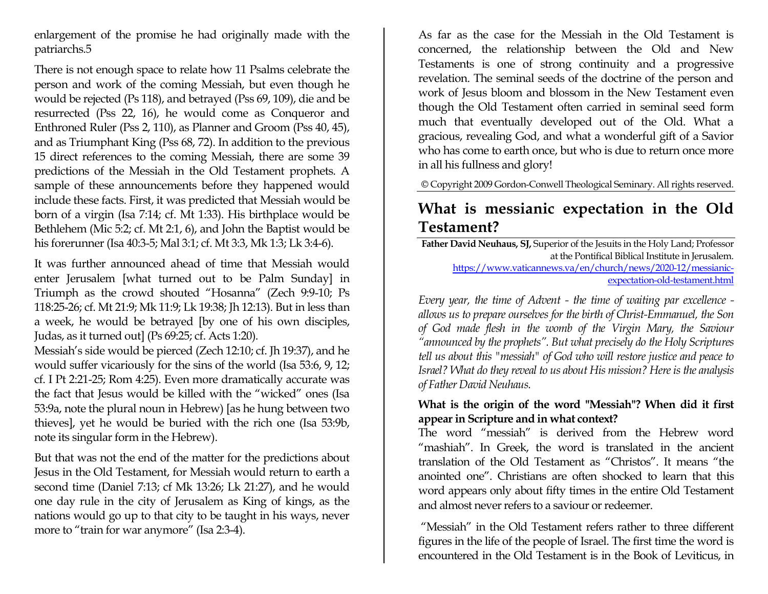enlargement of the promise he had originally made with the patriarchs.5

There is not enough space to relate how 11 Psalms celebrate the person and work of the coming Messiah, but even though he would be rejected (Ps 118), and betrayed (Pss 69, 109), die and be resurrected (Pss 22, 16), he would come as Conqueror and Enthroned Ruler (Pss 2, 110), as Planner and Groom (Pss 40, 45), and as Triumphant King (Pss 68, 72). In addition to the previous 15 direct references to the coming Messiah, there are some 39 predictions of the Messiah in the Old Testament prophets. A sample of these announcements before they happened would include these facts. First, it was predicted that Messiah would be born of a virgin (Isa 7:14; cf. Mt 1:33). His birthplace would be Bethlehem (Mic 5:2; cf. Mt 2:1, 6), and John the Baptist would be his forerunner (Isa 40:3-5; Mal 3:1; cf. Mt 3:3, Mk 1:3; Lk 3:4-6).

It was further announced ahead of time that Messiah would enter Jerusalem [what turned out to be Palm Sunday] in Triumph as the crowd shouted "Hosanna" (Zech 9:9-10; Ps 118:25-26; cf. Mt 21:9; Mk 11:9; Lk 19:38; Jh 12:13). But in less than a week, he would be betrayed [by one of his own disciples, Judas, as it turned out] (Ps 69:25; cf. Acts 1:20).
Messiah's side would be pierced (Zech 12:10; cf. Jh 19:37), and he would suffer vicariously for the sins of the world (Isa 53:6, 9, 12; cf. I Pt 2:21-25; Rom 4:25). Even more dramatically accurate was the fact that Jesus would be killed with the "wicked" ones (Isa 53:9a, note the plural noun in Hebrew) [as he hung between two thieves], yet he would be buried with the rich one (Isa 53:9b, note its singular form in the Hebrew).

But that was not the end of the matter for the predictions about Jesus in the Old Testament, for Messiah would return to earth a second time (Daniel 7:13; cf Mk 13:26; Lk 21:27), and he would one day rule in the city of Jerusalem as King of kings, as the nations would go up to that city to be taught in his ways, never more to "train for war anymore" (Isa 2:3-4).

As far as the case for the Messiah in the Old Testament is concerned, the relationship between the Old and New Testaments is one of strong continuity and a progressive revelation. The seminal seeds of the doctrine of the person and work of Jesus bloom and blossom in the New Testament even though the Old Testament often carried in seminal seed form much that eventually developed out of the Old. What a gracious, revealing God, and what a wonderful gift of a Savior who has come to earth once, but who is due to return once more in all his fullness and glory!

© Copyright 2009 Gordon-Conwell Theological Seminary. All rights reserved.

## What is messianic expectation in the Old Testament?

**Father David Neuhaus, SJ,** Superior of the Jesuits in the Holy Land; Professor at the Pontifical Biblical Institute in Jerusalem.
https://www.vaticannews.va/en/church/news/2020-12/messianic-expectation-old-testament.html

*Every year, the time of Advent - the time of waiting par excellence - allows us to prepare ourselves for the birth of Christ-Emmanuel, the Son of God made flesh in the womb of the Virgin Mary, the Saviour "announced by the prophets". But what precisely do the Holy Scriptures tell us about this "messiah" of God who will restore justice and peace to Israel? What do they reveal to us about His mission? Here is the analysis of Father David Neuhaus.*

**What is the origin of the word "Messiah"? When did it first appear in Scripture and in what context?**
The word "messiah" is derived from the Hebrew word "mashiah". In Greek, the word is translated in the ancient translation of the Old Testament as "Christos". It means "the anointed one". Christians are often shocked to learn that this word appears only about fifty times in the entire Old Testament and almost never refers to a saviour or redeemer.

"Messiah" in the Old Testament refers rather to three different figures in the life of the people of Israel. The first time the word is encountered in the Old Testament is in the Book of Leviticus, in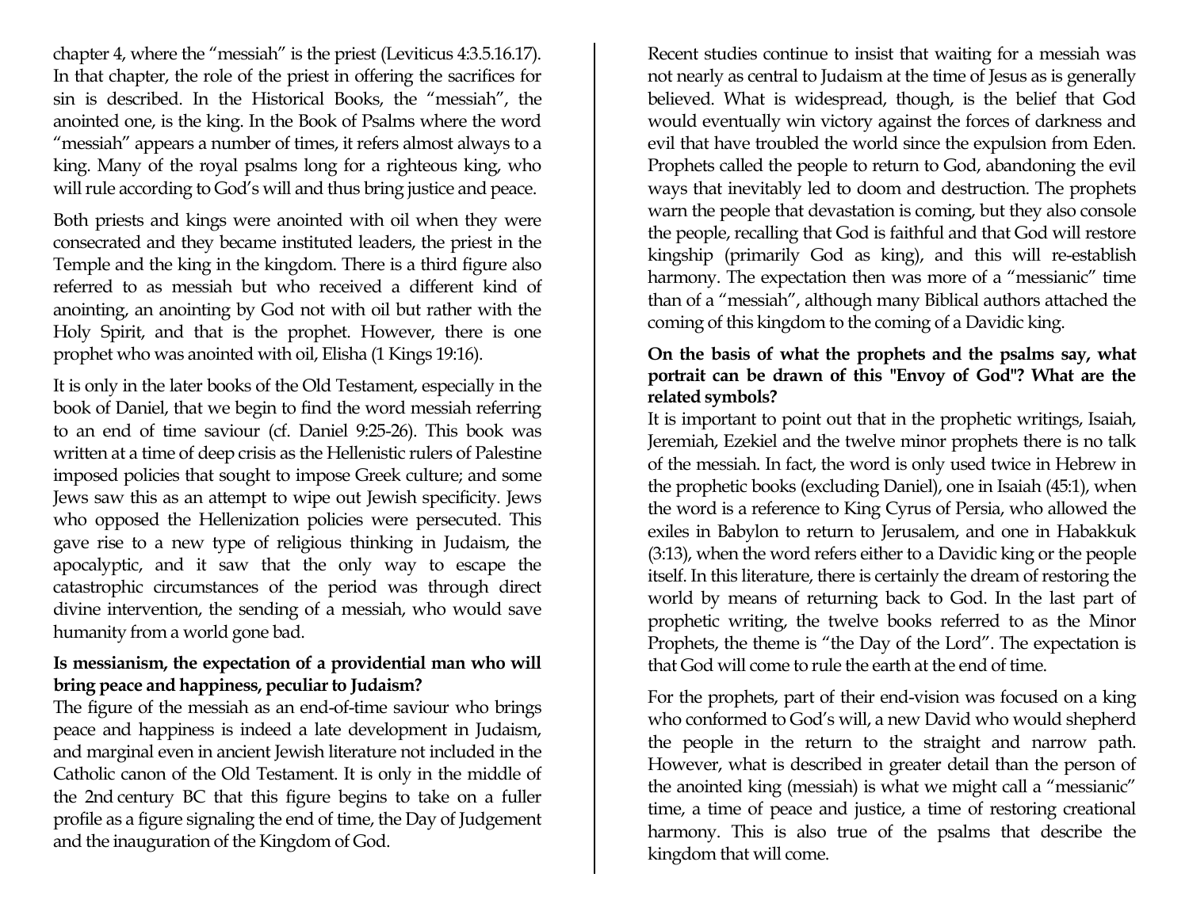chapter 4, where the "messiah" is the priest (Leviticus 4:3.5.16.17). In that chapter, the role of the priest in offering the sacrifices for sin is described. In the Historical Books, the "messiah", the anointed one, is the king. In the Book of Psalms where the word "messiah" appears a number of times, it refers almost always to a king. Many of the royal psalms long for a righteous king, who will rule according to God's will and thus bring justice and peace.

Both priests and kings were anointed with oil when they were consecrated and they became instituted leaders, the priest in the Temple and the king in the kingdom. There is a third figure also referred to as messiah but who received a different kind of anointing, an anointing by God not with oil but rather with the Holy Spirit, and that is the prophet. However, there is one prophet who was anointed with oil, Elisha (1 Kings 19:16).

It is only in the later books of the Old Testament, especially in the book of Daniel, that we begin to find the word messiah referring to an end of time saviour (cf. Daniel 9:25-26). This book was written at a time of deep crisis as the Hellenistic rulers of Palestine imposed policies that sought to impose Greek culture; and some Jews saw this as an attempt to wipe out Jewish specificity. Jews who opposed the Hellenization policies were persecuted. This gave rise to a new type of religious thinking in Judaism, the apocalyptic, and it saw that the only way to escape the catastrophic circumstances of the period was through direct divine intervention, the sending of a messiah, who would save humanity from a world gone bad.

**Is messianism, the expectation of a providential man who will bring peace and happiness, peculiar to Judaism?**

The figure of the messiah as an end-of-time saviour who brings peace and happiness is indeed a late development in Judaism, and marginal even in ancient Jewish literature not included in the Catholic canon of the Old Testament. It is only in the middle of the 2nd century BC that this figure begins to take on a fuller profile as a figure signaling the end of time, the Day of Judgement and the inauguration of the Kingdom of God.

Recent studies continue to insist that waiting for a messiah was not nearly as central to Judaism at the time of Jesus as is generally believed. What is widespread, though, is the belief that God would eventually win victory against the forces of darkness and evil that have troubled the world since the expulsion from Eden. Prophets called the people to return to God, abandoning the evil ways that inevitably led to doom and destruction. The prophets warn the people that devastation is coming, but they also console the people, recalling that God is faithful and that God will restore kingship (primarily God as king), and this will re-establish harmony. The expectation then was more of a "messianic" time than of a "messiah", although many Biblical authors attached the coming of this kingdom to the coming of a Davidic king.

**On the basis of what the prophets and the psalms say, what portrait can be drawn of this "Envoy of God"? What are the related symbols?**

It is important to point out that in the prophetic writings, Isaiah, Jeremiah, Ezekiel and the twelve minor prophets there is no talk of the messiah. In fact, the word is only used twice in Hebrew in the prophetic books (excluding Daniel), one in Isaiah (45:1), when the word is a reference to King Cyrus of Persia, who allowed the exiles in Babylon to return to Jerusalem, and one in Habakkuk (3:13), when the word refers either to a Davidic king or the people itself. In this literature, there is certainly the dream of restoring the world by means of returning back to God. In the last part of prophetic writing, the twelve books referred to as the Minor Prophets, the theme is "the Day of the Lord". The expectation is that God will come to rule the earth at the end of time.

For the prophets, part of their end-vision was focused on a king who conformed to God's will, a new David who would shepherd the people in the return to the straight and narrow path. However, what is described in greater detail than the person of the anointed king (messiah) is what we might call a "messianic" time, a time of peace and justice, a time of restoring creational harmony. This is also true of the psalms that describe the kingdom that will come.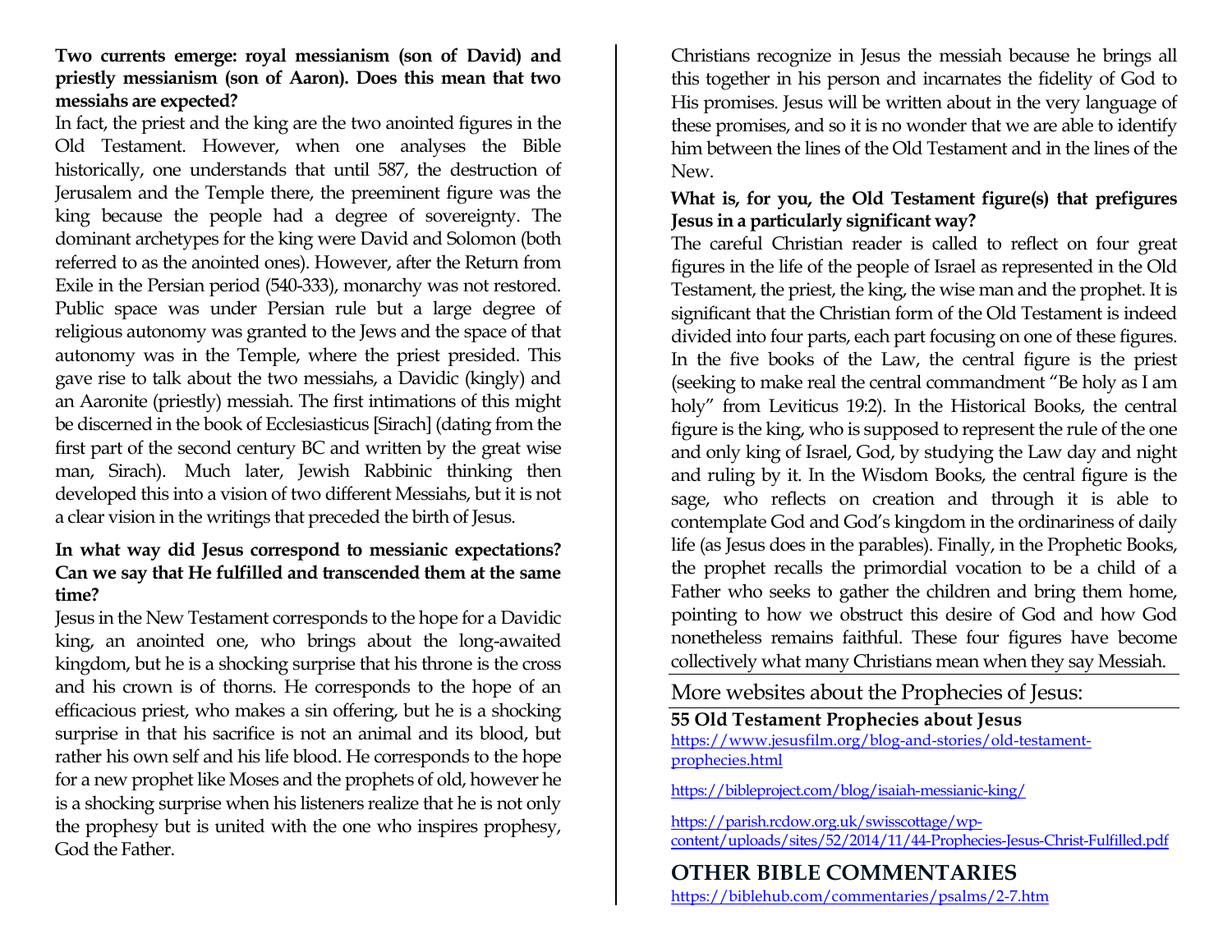**Two currents emerge: royal messianism (son of David) and priestly messianism (son of Aaron). Does this mean that two messiahs are expected?**

In fact, the priest and the king are the two anointed figures in the Old Testament. However, when one analyses the Bible historically, one understands that until 587, the destruction of Jerusalem and the Temple there, the preeminent figure was the king because the people had a degree of sovereignty. The dominant archetypes for the king were David and Solomon (both referred to as the anointed ones). However, after the Return from Exile in the Persian period (540-333), monarchy was not restored. Public space was under Persian rule but a large degree of religious autonomy was granted to the Jews and the space of that autonomy was in the Temple, where the priest presided. This gave rise to talk about the two messiahs, a Davidic (kingly) and an Aaronite (priestly) messiah. The first intimations of this might be discerned in the book of Ecclesiasticus [Sirach] (dating from the first part of the second century BC and written by the great wise man, Sirach). Much later, Jewish Rabbinic thinking then developed this into a vision of two different Messiahs, but it is not a clear vision in the writings that preceded the birth of Jesus.

**In what way did Jesus correspond to messianic expectations? Can we say that He fulfilled and transcended them at the same time?**

Jesus in the New Testament corresponds to the hope for a Davidic king, an anointed one, who brings about the long-awaited kingdom, but he is a shocking surprise that his throne is the cross and his crown is of thorns. He corresponds to the hope of an efficacious priest, who makes a sin offering, but he is a shocking surprise in that his sacrifice is not an animal and its blood, but rather his own self and his life blood. He corresponds to the hope for a new prophet like Moses and the prophets of old, however he is a shocking surprise when his listeners realize that he is not only the prophesy but is united with the one who inspires prophesy, God the Father.

Christians recognize in Jesus the messiah because he brings all this together in his person and incarnates the fidelity of God to His promises. Jesus will be written about in the very language of these promises, and so it is no wonder that we are able to identify him between the lines of the Old Testament and in the lines of the New.

**What is, for you, the Old Testament figure(s) that prefigures Jesus in a particularly significant way?**

The careful Christian reader is called to reflect on four great figures in the life of the people of Israel as represented in the Old Testament, the priest, the king, the wise man and the prophet. It is significant that the Christian form of the Old Testament is indeed divided into four parts, each part focusing on one of these figures. In the five books of the Law, the central figure is the priest (seeking to make real the central commandment "Be holy as I am holy" from Leviticus 19:2). In the Historical Books, the central figure is the king, who is supposed to represent the rule of the one and only king of Israel, God, by studying the Law day and night and ruling by it. In the Wisdom Books, the central figure is the sage, who reflects on creation and through it is able to contemplate God and God's kingdom in the ordinariness of daily life (as Jesus does in the parables). Finally, in the Prophetic Books, the prophet recalls the primordial vocation to be a child of a Father who seeks to gather the children and bring them home, pointing to how we obstruct this desire of God and how God nonetheless remains faithful. These four figures have become collectively what many Christians mean when they say Messiah.

## More websites about the Prophecies of Jesus:

**55 Old Testament Prophecies about Jesus**
https://www.jesusfilm.org/blog-and-stories/old-testament-prophecies.html

https://bibleproject.com/blog/isaiah-messianic-king/

https://parish.rcdow.org.uk/swisscottage/wp-content/uploads/sites/52/2014/11/44-Prophecies-Jesus-Christ-Fulfilled.pdf

## OTHER BIBLE COMMENTARIES

https://biblehub.com/commentaries/psalms/2-7.htm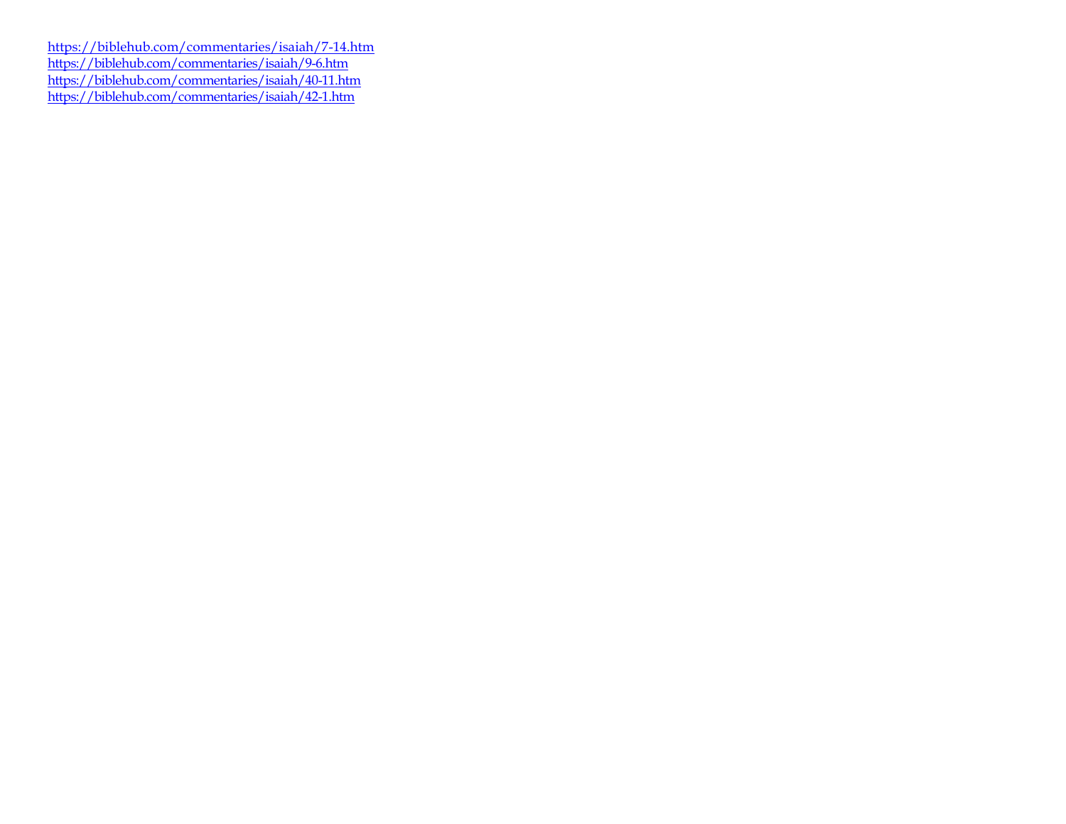https://biblehub.com/commentaries/isaiah/7-14.htm
https://biblehub.com/commentaries/isaiah/9-6.htm
https://biblehub.com/commentaries/isaiah/40-11.htm
https://biblehub.com/commentaries/isaiah/42-1.htm